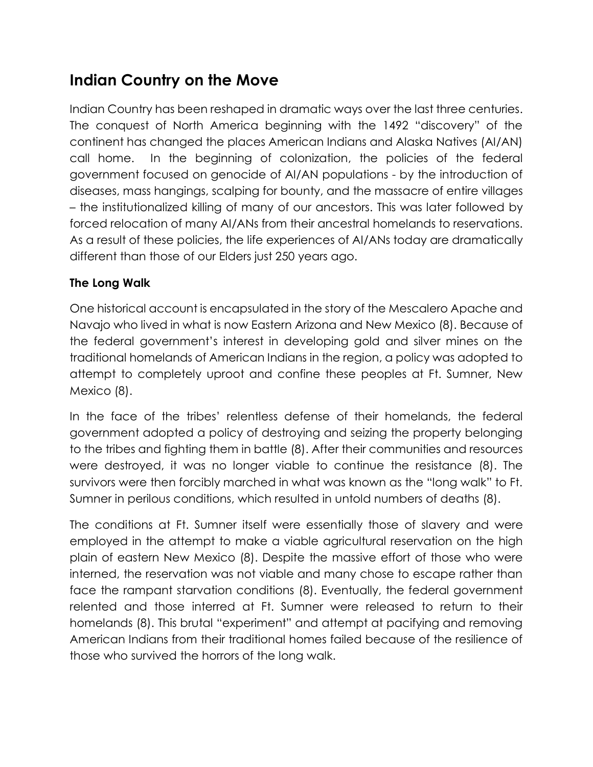# Indian Country on the Move

Indian Country has been reshaped in dramatic ways over the last three centuries. The conquest of North America beginning with the 1492 "discovery" of the continent has changed the places American Indians and Alaska Natives (AI/AN) call home. In the beginning of colonization, the policies of the federal government focused on genocide of AI/AN populations - by the introduction of diseases, mass hangings, scalping for bounty, and the massacre of entire villages – the institutionalized killing of many of our ancestors. This was later followed by forced relocation of many AI/ANs from their ancestral homelands to reservations. As a result of these policies, the life experiences of AI/ANs today are dramatically different than those of our Elders just 250 years ago.

### The Long Walk

One historical account is encapsulated in the story of the Mescalero Apache and Navajo who lived in what is now Eastern Arizona and New Mexico (8). Because of the federal government's interest in developing gold and silver mines on the traditional homelands of American Indians in the region, a policy was adopted to attempt to completely uproot and confine these peoples at Ft. Sumner, New Mexico (8).

In the face of the tribes' relentless defense of their homelands, the federal government adopted a policy of destroying and seizing the property belonging to the tribes and fighting them in battle (8). After their communities and resources were destroyed, it was no longer viable to continue the resistance (8). The survivors were then forcibly marched in what was known as the "long walk" to Ft. Sumner in perilous conditions, which resulted in untold numbers of deaths (8).

The conditions at Ft. Sumner itself were essentially those of slavery and were employed in the attempt to make a viable agricultural reservation on the high plain of eastern New Mexico (8). Despite the massive effort of those who were interned, the reservation was not viable and many chose to escape rather than face the rampant starvation conditions (8). Eventually, the federal government relented and those interred at Ft. Sumner were released to return to their homelands (8). This brutal "experiment" and attempt at pacifying and removing American Indians from their traditional homes failed because of the resilience of those who survived the horrors of the long walk.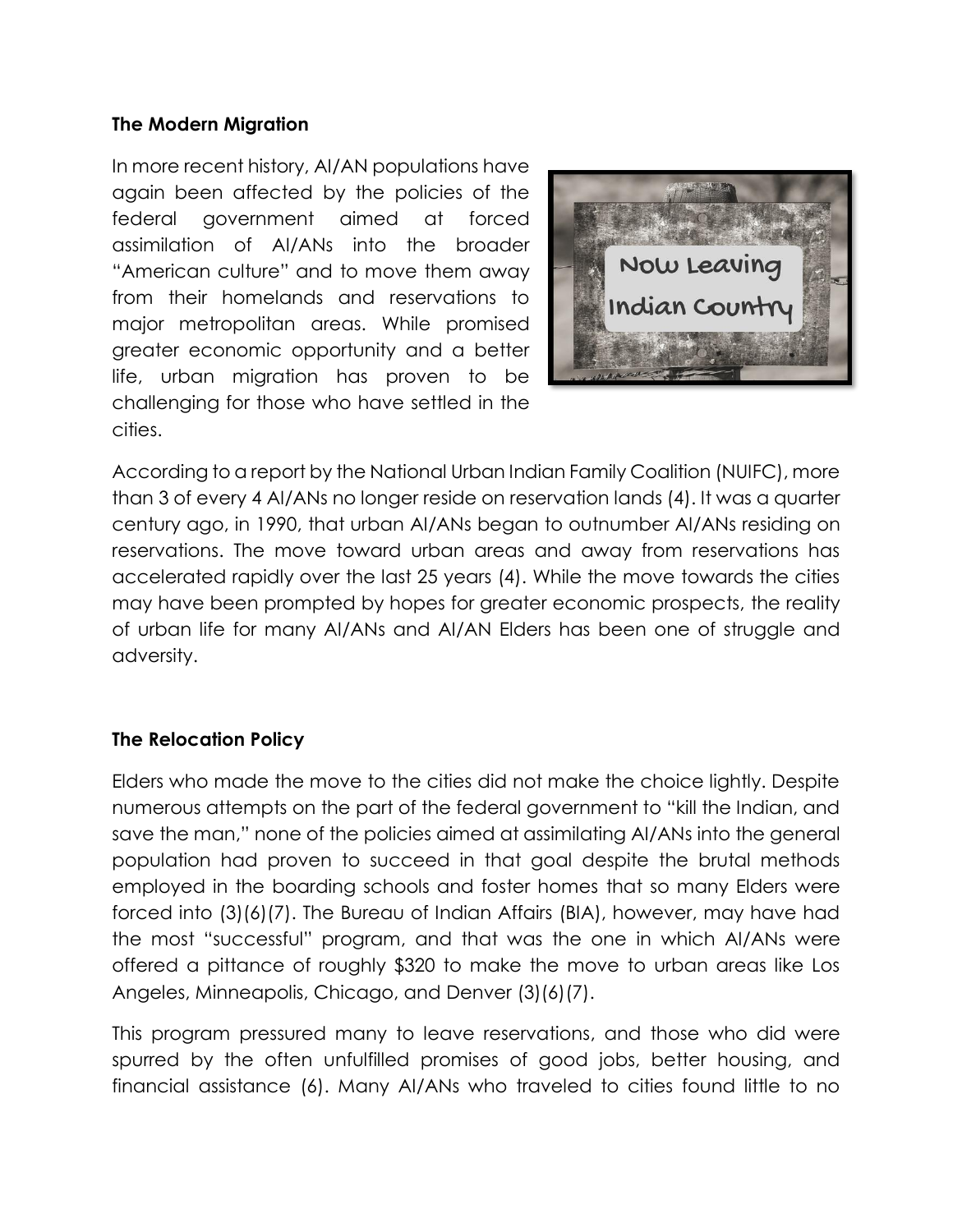**The Modern Migration**

In more recent history, AI/AN populations have again been affected by the policies of the federal government aimed at forced assimilation of AI/ANs into the broader "American culture" and to move them away from their homelands and reservations to major metropolitan areas. While promised greater economic opportunity and a better life, urban migration has proven to be challenging for those who have settled in the cities.

According to a report by the National Urban Indian Family Coalition (NUIFC), more than 3 of every 4 AI/ANs no longer reside on reservation lands (4). It was a quarter century ago, in 1990, that urban AI/ANs began to outnumber AI/ANs residing on reservations. The move toward urban areas and away from reservations has accelerated rapidly over the last 25 years (4). While the move towards the cities may have been prompted by hopes for greater economic prospects, the reality of urban life for many AI/ANs and AI/AN Elders has been one of struggle and adversity.

**The Relocation Policy**

Elders who made the move to the cities did not make the choice lightly. Despite numerous attempts on the part of the federal government to "kill the Indian, and save the man," none of the policies aimed at assimilating AI/ANs into the general population had proven to succeed in that goal despite the brutal methods employed in the boarding schools and foster homes that so many Elders were forced into (3)(6)(7). The Bureau of Indian Affairs (BIA), however, may have had the most "successful" program, and that was the one in which AI/ANs were offered a pittance of roughly $320 to make the move to urban areas like Los Angeles, Minneapolis, Chicago, and Denver (3)(6)(7).

This program pressured many to leave reservations, and those who did were spurred by the often unfulfilled promises of good jobs, better housing, and financial assistance (6). Many AI/ANs who traveled to cities found little to no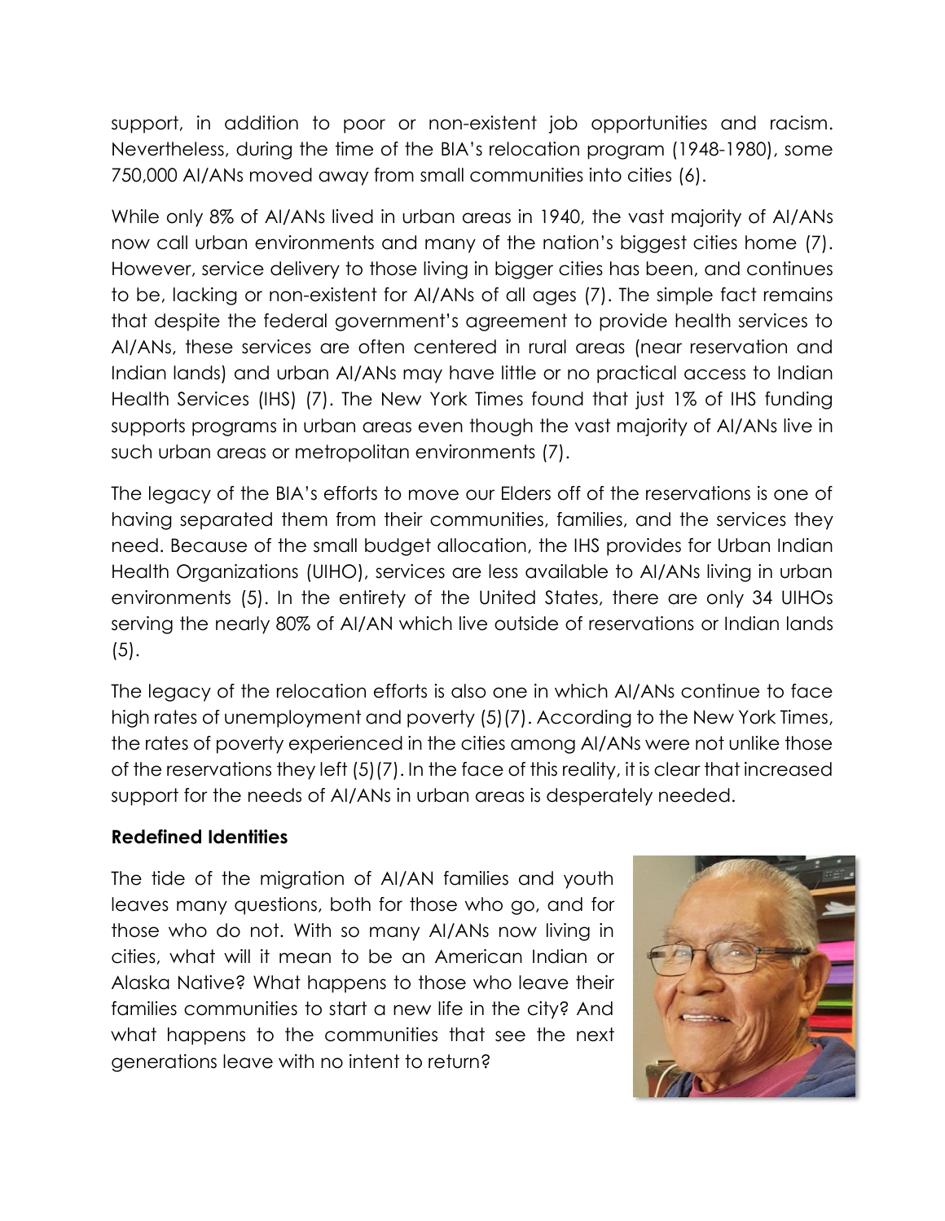support, in addition to poor or non-existent job opportunities and racism. Nevertheless, during the time of the BIA's relocation program (1948-1980), some 750,000 AI/ANs moved away from small communities into cities (6).

While only 8% of AI/ANs lived in urban areas in 1940, the vast majority of AI/ANs now call urban environments and many of the nation's biggest cities home (7). However, service delivery to those living in bigger cities has been, and continues to be, lacking or non-existent for AI/ANs of all ages (7). The simple fact remains that despite the federal government's agreement to provide health services to AI/ANs, these services are often centered in rural areas (near reservation and Indian lands) and urban AI/ANs may have little or no practical access to Indian Health Services (IHS) (7). The New York Times found that just 1% of IHS funding supports programs in urban areas even though the vast majority of AI/ANs live in such urban areas or metropolitan environments (7).

The legacy of the BIA's efforts to move our Elders off of the reservations is one of having separated them from their communities, families, and the services they need. Because of the small budget allocation, the IHS provides for Urban Indian Health Organizations (UIHO), services are less available to AI/ANs living in urban environments (5). In the entirety of the United States, there are only 34 UIHOs serving the nearly 80% of AI/AN which live outside of reservations or Indian lands (5).

The legacy of the relocation efforts is also one in which AI/ANs continue to face high rates of unemployment and poverty (5)(7). According to the New York Times, the rates of poverty experienced in the cities among AI/ANs were not unlike those of the reservations they left (5)(7). In the face of this reality, it is clear that increased support for the needs of AI/ANs in urban areas is desperately needed.

**Redefined Identities**

The tide of the migration of AI/AN families and youth leaves many questions, both for those who go, and for those who do not. With so many AI/ANs now living in cities, what will it mean to be an American Indian or Alaska Native? What happens to those who leave their families communities to start a new life in the city? And what happens to the communities that see the next generations leave with no intent to return?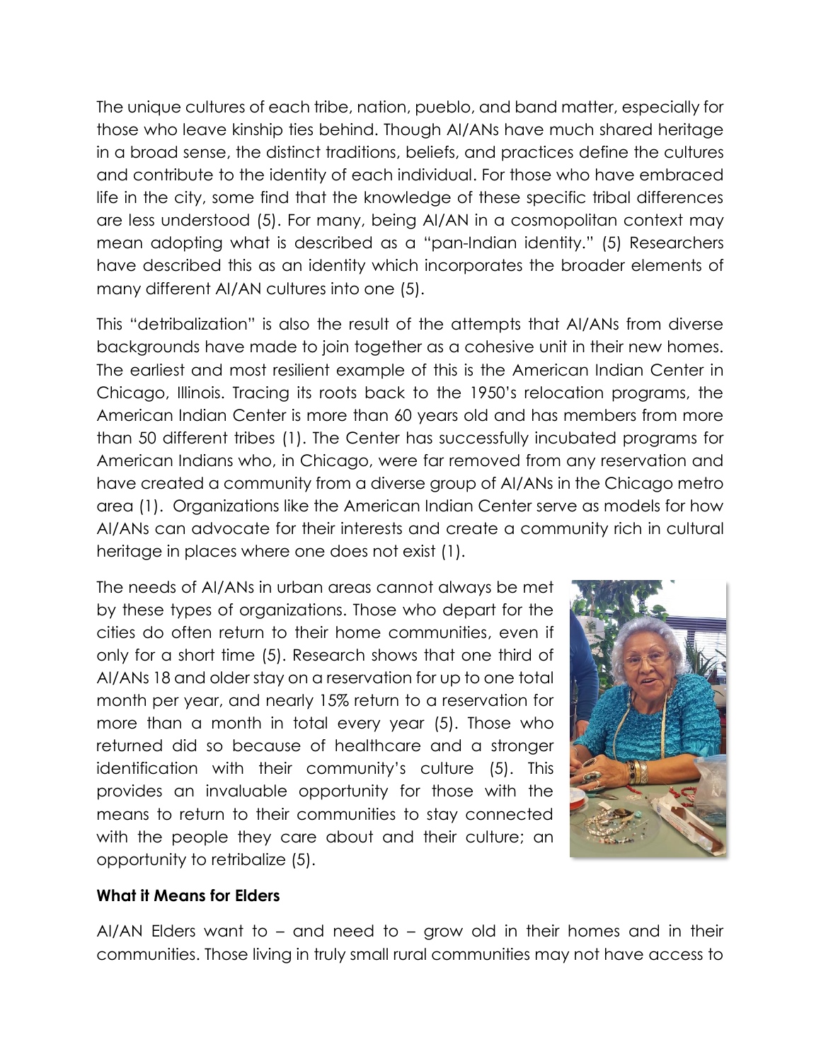The unique cultures of each tribe, nation, pueblo, and band matter, especially for those who leave kinship ties behind. Though AI/ANs have much shared heritage in a broad sense, the distinct traditions, beliefs, and practices define the cultures and contribute to the identity of each individual. For those who have embraced life in the city, some find that the knowledge of these specific tribal differences are less understood (5). For many, being AI/AN in a cosmopolitan context may mean adopting what is described as a "pan-Indian identity." (5) Researchers have described this as an identity which incorporates the broader elements of many different AI/AN cultures into one (5).

This "detribalization" is also the result of the attempts that AI/ANs from diverse backgrounds have made to join together as a cohesive unit in their new homes. The earliest and most resilient example of this is the American Indian Center in Chicago, Illinois. Tracing its roots back to the 1950's relocation programs, the American Indian Center is more than 60 years old and has members from more than 50 different tribes (1). The Center has successfully incubated programs for American Indians who, in Chicago, were far removed from any reservation and have created a community from a diverse group of AI/ANs in the Chicago metro area (1). Organizations like the American Indian Center serve as models for how AI/ANs can advocate for their interests and create a community rich in cultural heritage in places where one does not exist (1).

The needs of AI/ANs in urban areas cannot always be met by these types of organizations. Those who depart for the cities do often return to their home communities, even if only for a short time (5). Research shows that one third of AI/ANs 18 and older stay on a reservation for up to one total month per year, and nearly 15% return to a reservation for more than a month in total every year (5). Those who returned did so because of healthcare and a stronger identification with their community's culture (5). This provides an invaluable opportunity for those with the means to return to their communities to stay connected with the people they care about and their culture; an opportunity to retribalize (5).

**What it Means for Elders**

AI/AN Elders want to – and need to – grow old in their homes and in their communities. Those living in truly small rural communities may not have access to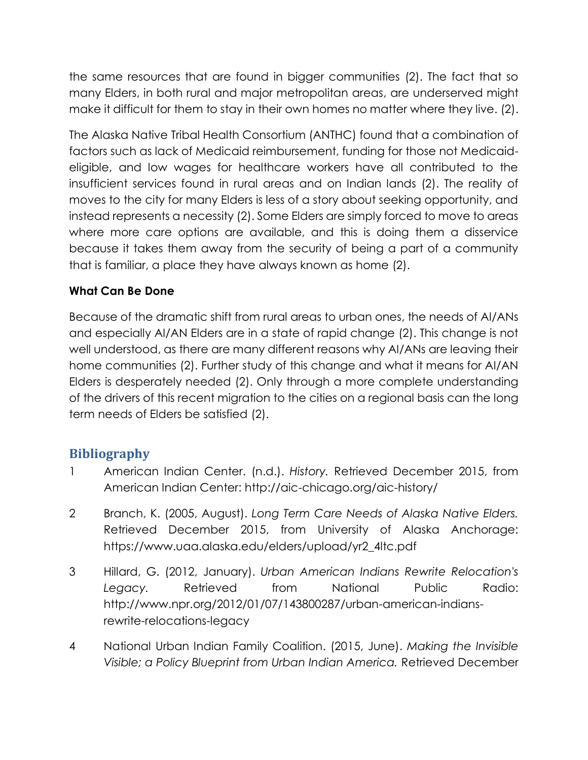the same resources that are found in bigger communities (2). The fact that so many Elders, in both rural and major metropolitan areas, are underserved might make it difficult for them to stay in their own homes no matter where they live. (2).

The Alaska Native Tribal Health Consortium (ANTHC) found that a combination of factors such as lack of Medicaid reimbursement, funding for those not Medicaid-eligible, and low wages for healthcare workers have all contributed to the insufficient services found in rural areas and on Indian lands (2). The reality of moves to the city for many Elders is less of a story about seeking opportunity, and instead represents a necessity (2). Some Elders are simply forced to move to areas where more care options are available, and this is doing them a disservice because it takes them away from the security of being a part of a community that is familiar, a place they have always known as home (2).

**What Can Be Done**

Because of the dramatic shift from rural areas to urban ones, the needs of AI/ANs and especially AI/AN Elders are in a state of rapid change (2). This change is not well understood, as there are many different reasons why AI/ANs are leaving their home communities (2). Further study of this change and what it means for AI/AN Elders is desperately needed (2). Only through a more complete understanding of the drivers of this recent migration to the cities on a regional basis can the long term needs of Elders be satisfied (2).

## Bibliography

1 American Indian Center. (n.d.). *History.* Retrieved December 2015, from American Indian Center: http://aic-chicago.org/aic-history/

2 Branch, K. (2005, August). *Long Term Care Needs of Alaska Native Elders.* Retrieved December 2015, from University of Alaska Anchorage: https://www.uaa.alaska.edu/elders/upload/yr2_4ltc.pdf

3 Hillard, G. (2012, January). *Urban American Indians Rewrite Relocation's Legacy.* Retrieved from National Public Radio: http://www.npr.org/2012/01/07/143800287/urban-american-indians-rewrite-relocations-legacy

4 National Urban Indian Family Coalition. (2015, June). *Making the Invisible Visible; a Policy Blueprint from Urban Indian America.* Retrieved December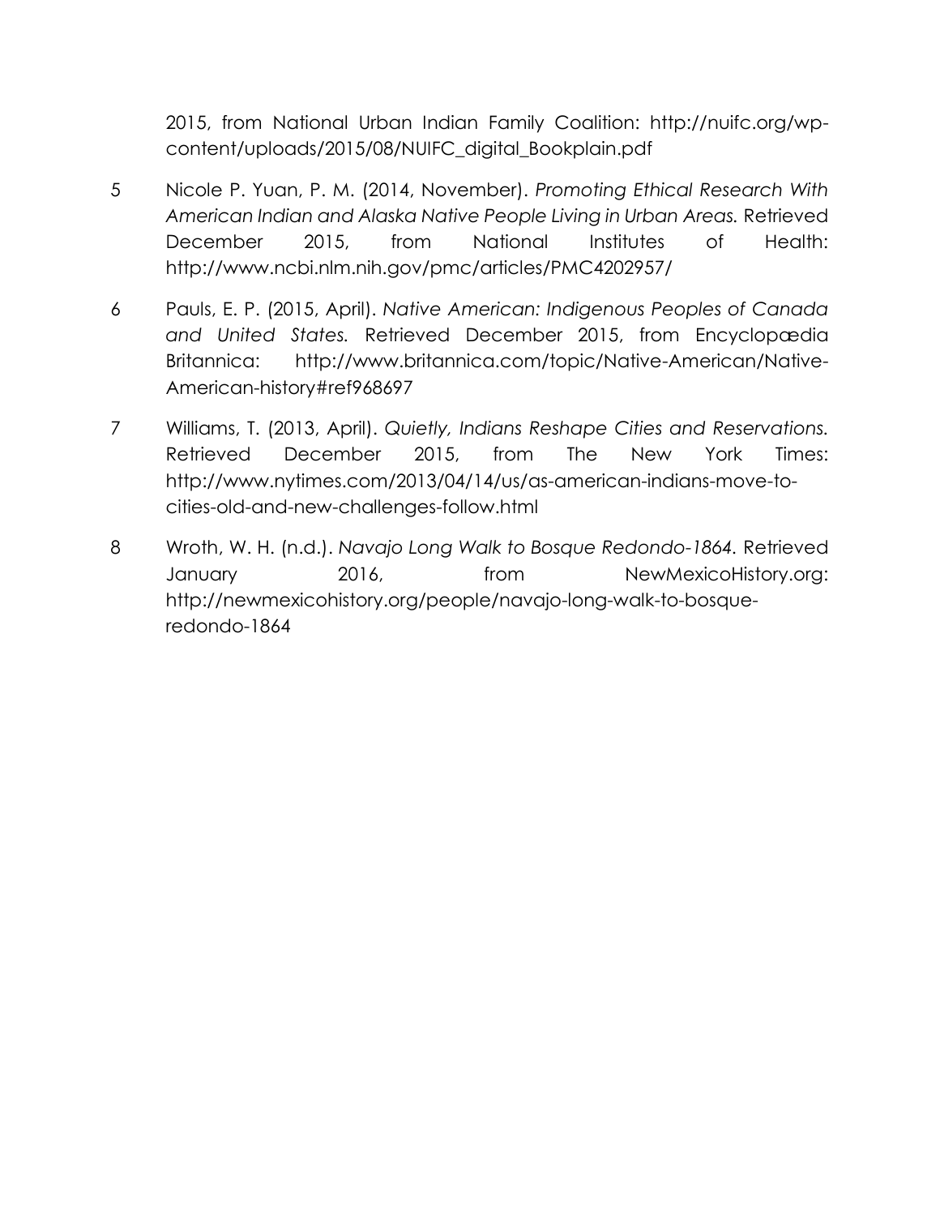2015, from National Urban Indian Family Coalition: http://nuifc.org/wp-content/uploads/2015/08/NUIFC_digital_Bookplain.pdf

5 Nicole P. Yuan, P. M. (2014, November). *Promoting Ethical Research With American Indian and Alaska Native People Living in Urban Areas.* Retrieved December 2015, from National Institutes of Health: http://www.ncbi.nlm.nih.gov/pmc/articles/PMC4202957/

6 Pauls, E. P. (2015, April). *Native American: Indigenous Peoples of Canada and United States.* Retrieved December 2015, from Encyclopædia Britannica: http://www.britannica.com/topic/Native-American/Native-American-history#ref968697

7 Williams, T. (2013, April). *Quietly, Indians Reshape Cities and Reservations.* Retrieved December 2015, from The New York Times: http://www.nytimes.com/2013/04/14/us/as-american-indians-move-to-cities-old-and-new-challenges-follow.html

8 Wroth, W. H. (n.d.). *Navajo Long Walk to Bosque Redondo-1864.* Retrieved January 2016, from NewMexicoHistory.org: http://newmexicohistory.org/people/navajo-long-walk-to-bosque-redondo-1864